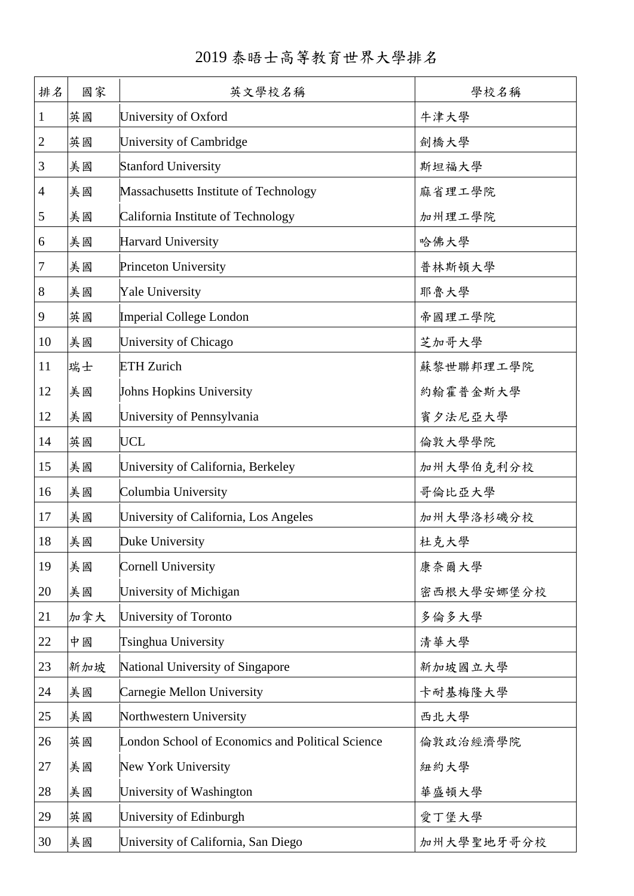# 2019 泰晤士高等教育世界大學排名

| 排名 | 國家 | 英文學校名稱 | 學校名稱 |
|---|---|---|---|
| 1 | 英國 | University of Oxford | 牛津大學 |
| 2 | 英國 | University of Cambridge | 劍橋大學 |
| 3 | 美國 | Stanford University | 斯坦福大學 |
| 4 | 美國 | Massachusetts Institute of Technology | 麻省理工學院 |
| 5 | 美國 | California Institute of Technology | 加州理工學院 |
| 6 | 美國 | Harvard University | 哈佛大學 |
| 7 | 美國 | Princeton University | 普林斯頓大學 |
| 8 | 美國 | Yale University | 耶魯大學 |
| 9 | 英國 | Imperial College London | 帝國理工學院 |
| 10 | 美國 | University of Chicago | 芝加哥大學 |
| 11 | 瑞士 | ETH Zurich | 蘇黎世聯邦理工學院 |
| 12 | 美國 | Johns Hopkins University | 約翰霍普金斯大學 |
| 12 | 美國 | University of Pennsylvania | 賓夕法尼亞大學 |
| 14 | 英國 | UCL | 倫敦大學學院 |
| 15 | 美國 | University of California, Berkeley | 加州大學伯克利分校 |
| 16 | 美國 | Columbia University | 哥倫比亞大學 |
| 17 | 美國 | University of California, Los Angeles | 加州大學洛杉磯分校 |
| 18 | 美國 | Duke University | 杜克大學 |
| 19 | 美國 | Cornell University | 康奈爾大學 |
| 20 | 美國 | University of Michigan | 密西根大學安娜堡分校 |
| 21 | 加拿大 | University of Toronto | 多倫多大學 |
| 22 | 中國 | Tsinghua University | 清華大學 |
| 23 | 新加坡 | National University of Singapore | 新加坡國立大學 |
| 24 | 美國 | Carnegie Mellon University | 卡耐基梅隆大學 |
| 25 | 美國 | Northwestern University | 西北大學 |
| 26 | 英國 | London School of Economics and Political Science | 倫敦政治經濟學院 |
| 27 | 美國 | New York University | 紐約大學 |
| 28 | 美國 | University of Washington | 華盛頓大學 |
| 29 | 英國 | University of Edinburgh | 愛丁堡大學 |
| 30 | 美國 | University of California, San Diego | 加州大學聖地牙哥分校 |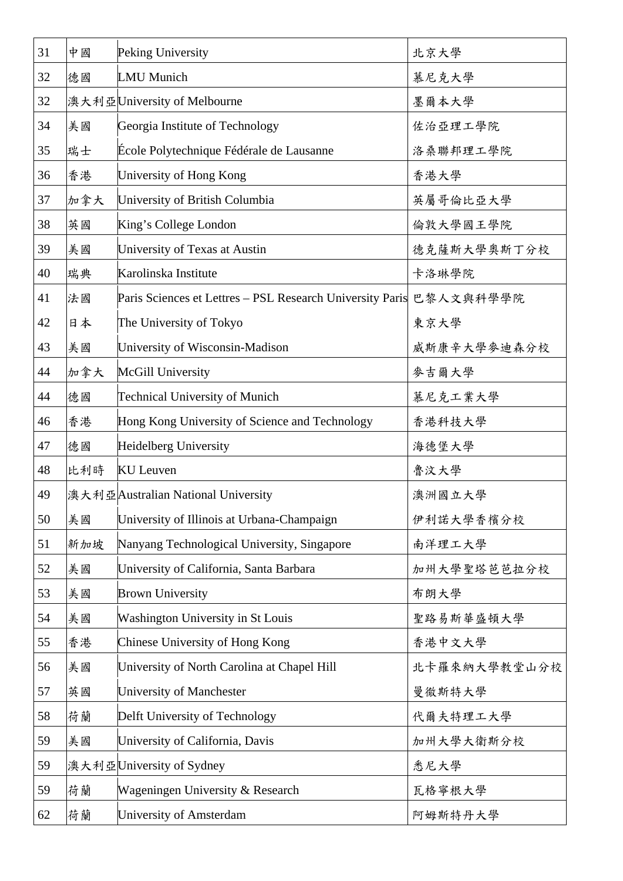| 31 | 中國 | Peking University | 北京大學 |
|---|---|---|---|
| 32 | 德國 | LMU Munich | 慕尼克大學 |
| 32 | 澳大利亞 | University of Melbourne | 墨爾本大學 |
| 34 | 美國 | Georgia Institute of Technology | 佐治亞理工學院 |
| 35 | 瑞士 | École Polytechnique Fédérale de Lausanne | 洛桑聯邦理工學院 |
| 36 | 香港 | University of Hong Kong | 香港大學 |
| 37 | 加拿大 | University of British Columbia | 英屬哥倫比亞大學 |
| 38 | 英國 | King's College London | 倫敦大學國王學院 |
| 39 | 美國 | University of Texas at Austin | 德克薩斯大學奧斯丁分校 |
| 40 | 瑞典 | Karolinska Institute | 卡洛琳學院 |
| 41 | 法國 | Paris Sciences et Lettres – PSL Research University Paris | 巴黎人文與科學學院 |
| 42 | 日本 | The University of Tokyo | 東京大學 |
| 43 | 美國 | University of Wisconsin-Madison | 威斯康辛大學麥迪森分校 |
| 44 | 加拿大 | McGill University | 麥吉爾大學 |
| 44 | 德國 | Technical University of Munich | 慕尼克工業大學 |
| 46 | 香港 | Hong Kong University of Science and Technology | 香港科技大學 |
| 47 | 德國 | Heidelberg University | 海德堡大學 |
| 48 | 比利時 | KU Leuven | 魯汶大學 |
| 49 | 澳大利亞 | Australian National University | 澳洲國立大學 |
| 50 | 美國 | University of Illinois at Urbana-Champaign | 伊利諾大學香檳分校 |
| 51 | 新加坡 | Nanyang Technological University, Singapore | 南洋理工大學 |
| 52 | 美國 | University of California, Santa Barbara | 加州大學聖塔芭芭拉分校 |
| 53 | 美國 | Brown University | 布朗大學 |
| 54 | 美國 | Washington University in St Louis | 聖路易斯華盛頓大學 |
| 55 | 香港 | Chinese University of Hong Kong | 香港中文大學 |
| 56 | 美國 | University of North Carolina at Chapel Hill | 北卡羅來納大學教堂山分校 |
| 57 | 英國 | University of Manchester | 曼徹斯特大學 |
| 58 | 荷蘭 | Delft University of Technology | 代爾夫特理工大學 |
| 59 | 美國 | University of California, Davis | 加州大學大衛斯分校 |
| 59 | 澳大利亞 | University of Sydney | 悉尼大學 |
| 59 | 荷蘭 | Wageningen University & Research | 瓦格寧根大學 |
| 62 | 荷蘭 | University of Amsterdam | 阿姆斯特丹大學 |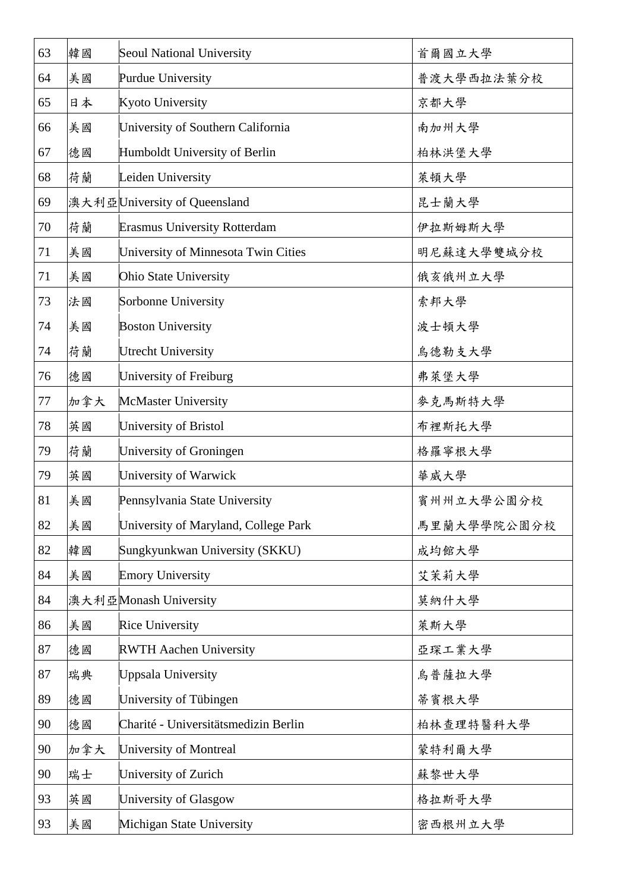| 63 | 韓國 | Seoul National University | 首爾國立大學 |
|---|---|---|---|
| 64 | 美國 | Purdue University | 普渡大學西拉法葉分校 |
| 65 | 日本 | Kyoto University | 京都大學 |
| 66 | 美國 | University of Southern California | 南加州大學 |
| 67 | 德國 | Humboldt University of Berlin | 柏林洪堡大學 |
| 68 | 荷蘭 | Leiden University | 萊頓大學 |
| 69 | 澳大利亞 | University of Queensland | 昆士蘭大學 |
| 70 | 荷蘭 | Erasmus University Rotterdam | 伊拉斯姆斯大學 |
| 71 | 美國 | University of Minnesota Twin Cities | 明尼蘇達大學雙城分校 |
| 71 | 美國 | Ohio State University | 俄亥俄州立大學 |
| 73 | 法國 | Sorbonne University | 索邦大學 |
| 74 | 美國 | Boston University | 波士頓大學 |
| 74 | 荷蘭 | Utrecht University | 烏德勒支大學 |
| 76 | 德國 | University of Freiburg | 弗萊堡大學 |
| 77 | 加拿大 | McMaster University | 麥克馬斯特大學 |
| 78 | 英國 | University of Bristol | 布裡斯托大學 |
| 79 | 荷蘭 | University of Groningen | 格羅寧根大學 |
| 79 | 英國 | University of Warwick | 華威大學 |
| 81 | 美國 | Pennsylvania State University | 賓州州立大學公園分校 |
| 82 | 美國 | University of Maryland, College Park | 馬里蘭大學學院公園分校 |
| 82 | 韓國 | Sungkyunkwan University (SKKU) | 成均館大學 |
| 84 | 美國 | Emory University | 艾茉莉大學 |
| 84 | 澳大利亞 | Monash University | 莫納什大學 |
| 86 | 美國 | Rice University | 萊斯大學 |
| 87 | 德國 | RWTH Aachen University | 亞琛工業大學 |
| 87 | 瑞典 | Uppsala University | 烏普薩拉大學 |
| 89 | 德國 | University of Tübingen | 蒂賓根大學 |
| 90 | 德國 | Charité - Universitätsmedizin Berlin | 柏林查理特醫科大學 |
| 90 | 加拿大 | University of Montreal | 蒙特利爾大學 |
| 90 | 瑞士 | University of Zurich | 蘇黎世大學 |
| 93 | 英國 | University of Glasgow | 格拉斯哥大學 |
| 93 | 美國 | Michigan State University | 密西根州立大學 |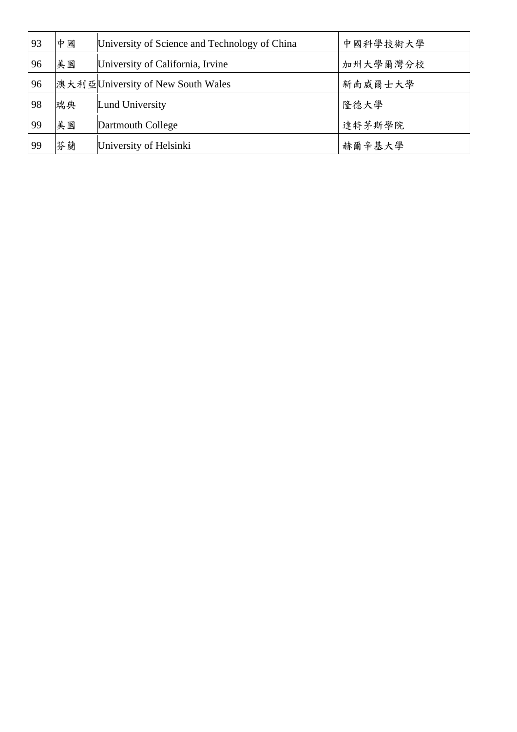| | | | |
|---|---|---|---|
| 93 | 中國 | University of Science and Technology of China | 中國科學技術大學 |
| 96 | 美國 | University of California, Irvine | 加州大學爾灣分校 |
| 96 | 澳大利亞 | University of New South Wales | 新南威爾士大學 |
| 98 | 瑞典 | Lund University | 隆德大學 |
| 99 | 美國 | Dartmouth College | 達特茅斯學院 |
| 99 | 芬蘭 | University of Helsinki | 赫爾辛基大學 |